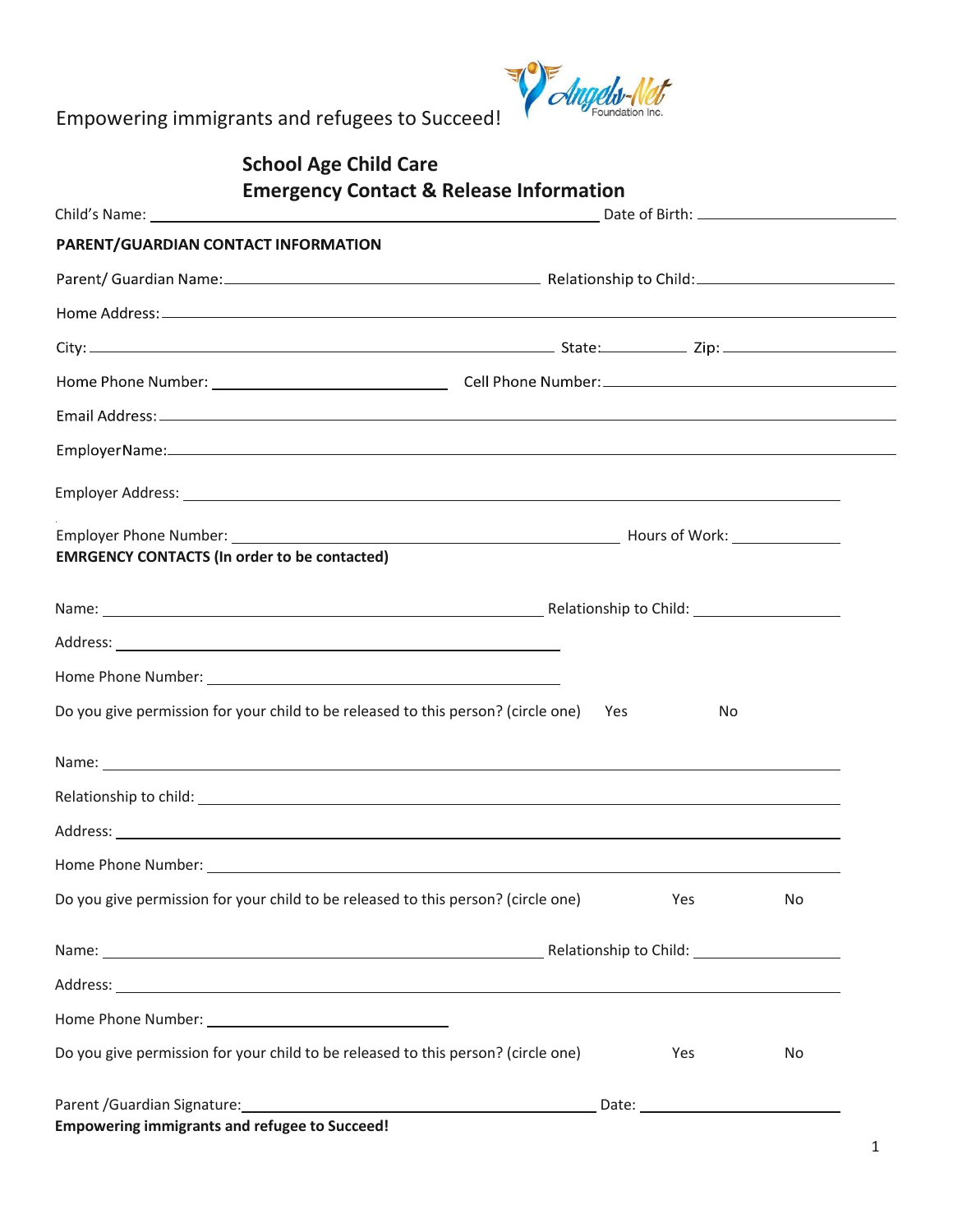Empowering immigrants and refugees to Succeed!

## School Age Child Care
## Emergency Contact & Release Information

Child's Name: ______________________________ Date of Birth: ______________

**PARENT/GUARDIAN CONTACT INFORMATION**

Parent/ Guardian Name: ______________________________ Relationship to Child: ______________

Home Address: ____________________________________________

City: ______________________ State: __________ Zip: __________

Home Phone Number: ______________________ Cell Phone Number: ______________________

Email Address: ____________________________________________

EmployerName: ____________________________________________

Employer Address: ____________________________________________

Employer Phone Number: ______________________________ Hours of Work: __________

**EMRGENCY CONTACTS (In order to be contacted)**

Name: ______________________________ Relationship to Child: ______________

Address: ______________________________

Home Phone Number: ______________________________

Do you give permission for your child to be released to this person? (circle one) Yes No

Name: ____________________________________________

Relationship to child: ____________________________________________

Address: ____________________________________________

Home Phone Number: ____________________________________________

Do you give permission for your child to be released to this person? (circle one) Yes No

Name: ______________________________ Relationship to Child: ______________

Address: ____________________________________________

Home Phone Number: ______________________

Do you give permission for your child to be released to this person? (circle one) Yes No

Parent /Guardian Signature: ______________________________ Date: ______________

**Empowering immigrants and refugee to Succeed!**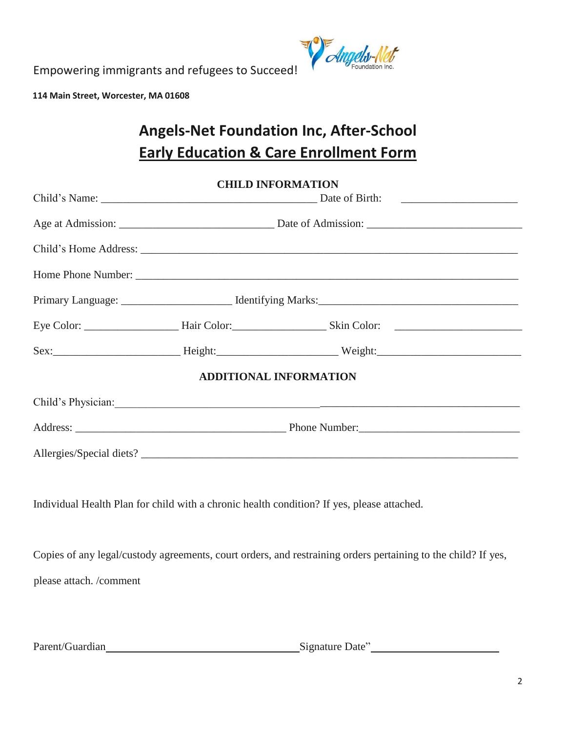Empowering immigrants and refugees to Succeed!

**114 Main Street, Worcester, MA 01608**

# Angels-Net Foundation Inc, After-School Early Education & Care Enrollment Form

**CHILD INFORMATION**

Child's Name: _______________________________________ Date of Birth: _____________________

Age at Admission: ___________________________ Date of Admission: ___________________________

Child's Home Address: ______________________________________________________________________

Home Phone Number: ________________________________________________________________________

Primary Language: ____________________ Identifying Marks:___________________________________

Eye Color: ________________ Hair Color:________________ Skin Color: ______________________

Sex:______________________ Height:_____________________ Weight:_________________________

**ADDITIONAL INFORMATION**

Child's Physician:_________________________________________________________________________

Address: ______________________________________ Phone Number:_____________________________

Allergies/Special diets? ___________________________________________________________________

Individual Health Plan for child with a chronic health condition? If yes, please attached.

Copies of any legal/custody agreements, court orders, and restraining orders pertaining to the child? If yes, please attach. /comment

Parent/Guardian____________________________________Signature Date"______________________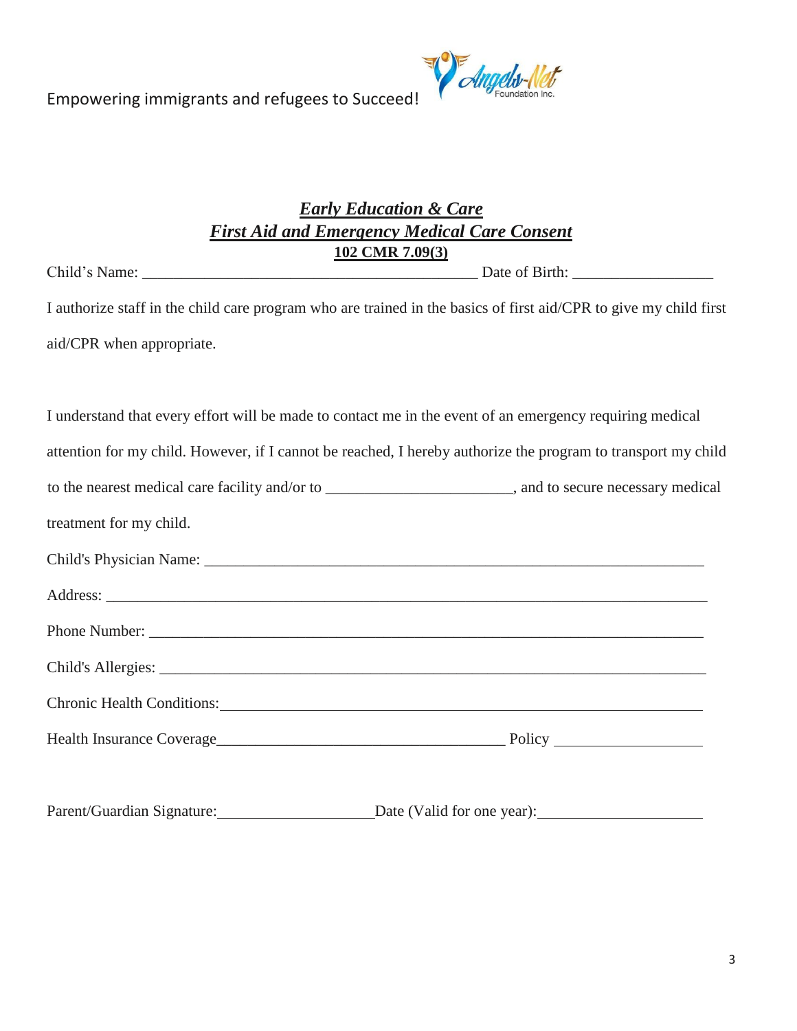Empowering immigrants and refugees to Succeed!

## ***Early Education & Care***
## ***First Aid and Emergency Medical Care Consent***
**102 CMR 7.09(3)**

Child's Name: ___________________________________________ Date of Birth: __________________

I authorize staff in the child care program who are trained in the basics of first aid/CPR to give my child first aid/CPR when appropriate.

I understand that every effort will be made to contact me in the event of an emergency requiring medical attention for my child. However, if I cannot be reached, I hereby authorize the program to transport my child to the nearest medical care facility and/or to ________________________, and to secure necessary medical treatment for my child.

Child's Physician Name: _________________________________________________________________

Address: _______________________________________________________________________________

Phone Number: __________________________________________________________________________

Child's Allergies: _______________________________________________________________________

Chronic Health Conditions: _______________________________________________________________

Health Insurance Coverage_____________________________________ Policy ___________________

Parent/Guardian Signature: ____________________ Date (Valid for one year): _____________________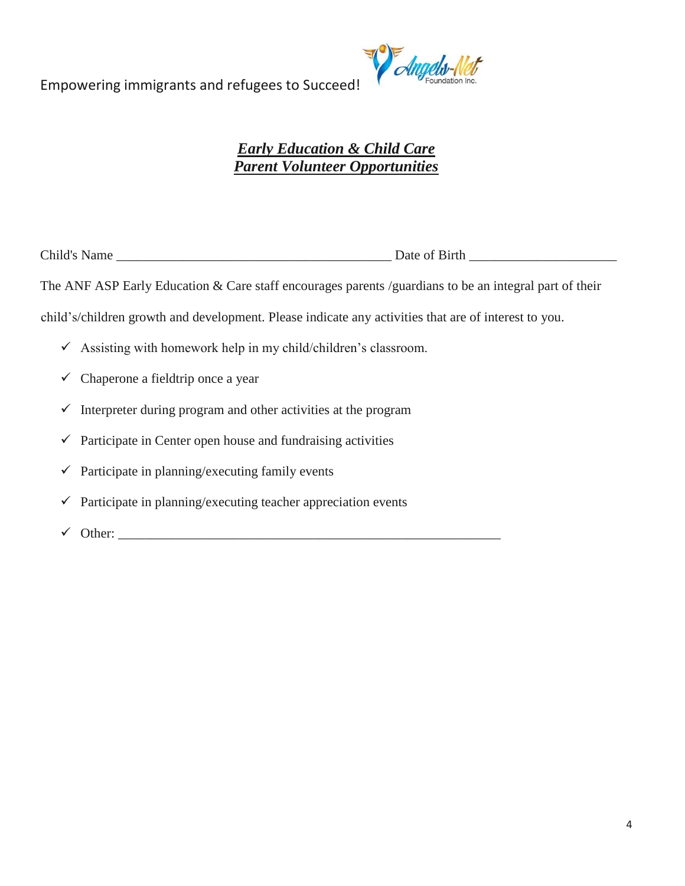Empowering immigrants and refugees to Succeed!

## ***Early Education & Child Care***
## ***Parent Volunteer Opportunities***

Child's Name ________________________________________ Date of Birth _____________________

The ANF ASP Early Education & Care staff encourages parents /guardians to be an integral part of their child's/children growth and development. Please indicate any activities that are of interest to you.

- ✓ Assisting with homework help in my child/children's classroom.
- ✓ Chaperone a fieldtrip once a year
- ✓ Interpreter during program and other activities at the program
- ✓ Participate in Center open house and fundraising activities
- ✓ Participate in planning/executing family events
- ✓ Participate in planning/executing teacher appreciation events
- ✓ Other: ____________________________________________________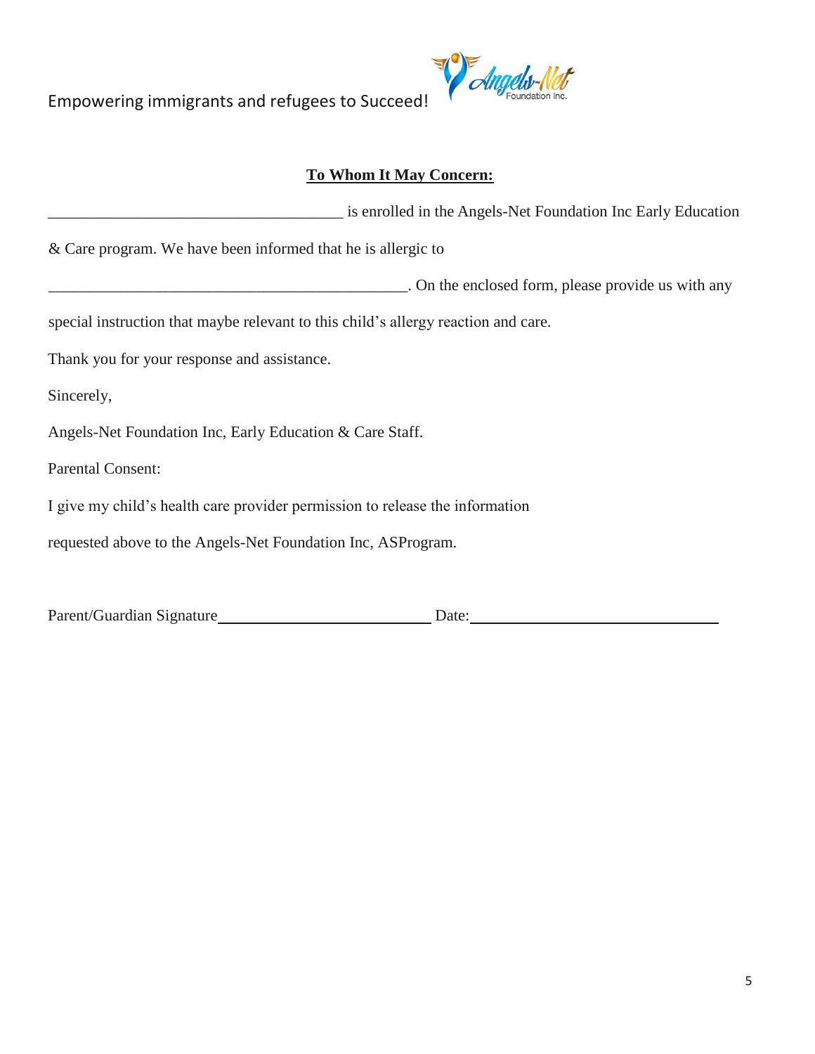Empowering immigrants and refugees to Succeed!

**To Whom It May Concern:**

_____________________________________ is enrolled in the Angels-Net Foundation Inc Early Education & Care program. We have been informed that he is allergic to

______________________________________________. On the enclosed form, please provide us with any special instruction that maybe relevant to this child's allergy reaction and care.

Thank you for your response and assistance.

Sincerely,

Angels-Net Foundation Inc, Early Education & Care Staff.

Parental Consent:

I give my child's health care provider permission to release the information requested above to the Angels-Net Foundation Inc, ASProgram.

Parent/Guardian Signature___________________________ Date:________________________________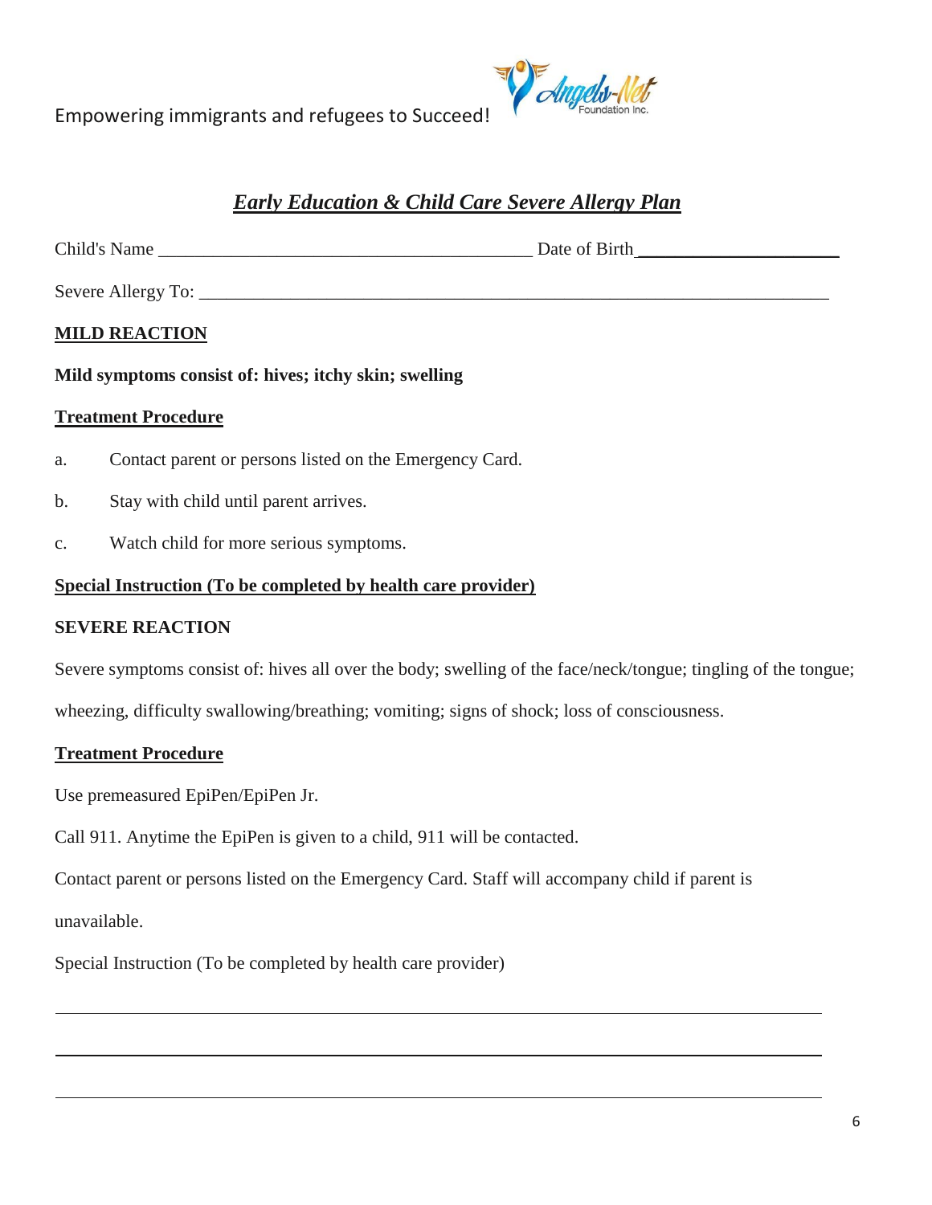Empowering immigrants and refugees to Succeed!

# *Early Education & Child Care Severe Allergy Plan*

Child's Name ________________________________________ Date of Birth ______________________

Severe Allergy To: ______________________________________________________________________

**MILD REACTION**

**Mild symptoms consist of: hives; itchy skin; swelling**

**Treatment Procedure**

a. Contact parent or persons listed on the Emergency Card.

b. Stay with child until parent arrives.

c. Watch child for more serious symptoms.

**Special Instruction (To be completed by health care provider)**

**SEVERE REACTION**

Severe symptoms consist of: hives all over the body; swelling of the face/neck/tongue; tingling of the tongue; wheezing, difficulty swallowing/breathing; vomiting; signs of shock; loss of consciousness.

**Treatment Procedure**

Use premeasured EpiPen/EpiPen Jr.

Call 911. Anytime the EpiPen is given to a child, 911 will be contacted.

Contact parent or persons listed on the Emergency Card. Staff will accompany child if parent is unavailable.

Special Instruction (To be completed by health care provider)

______________________________________________________________________________

______________________________________________________________________________

______________________________________________________________________________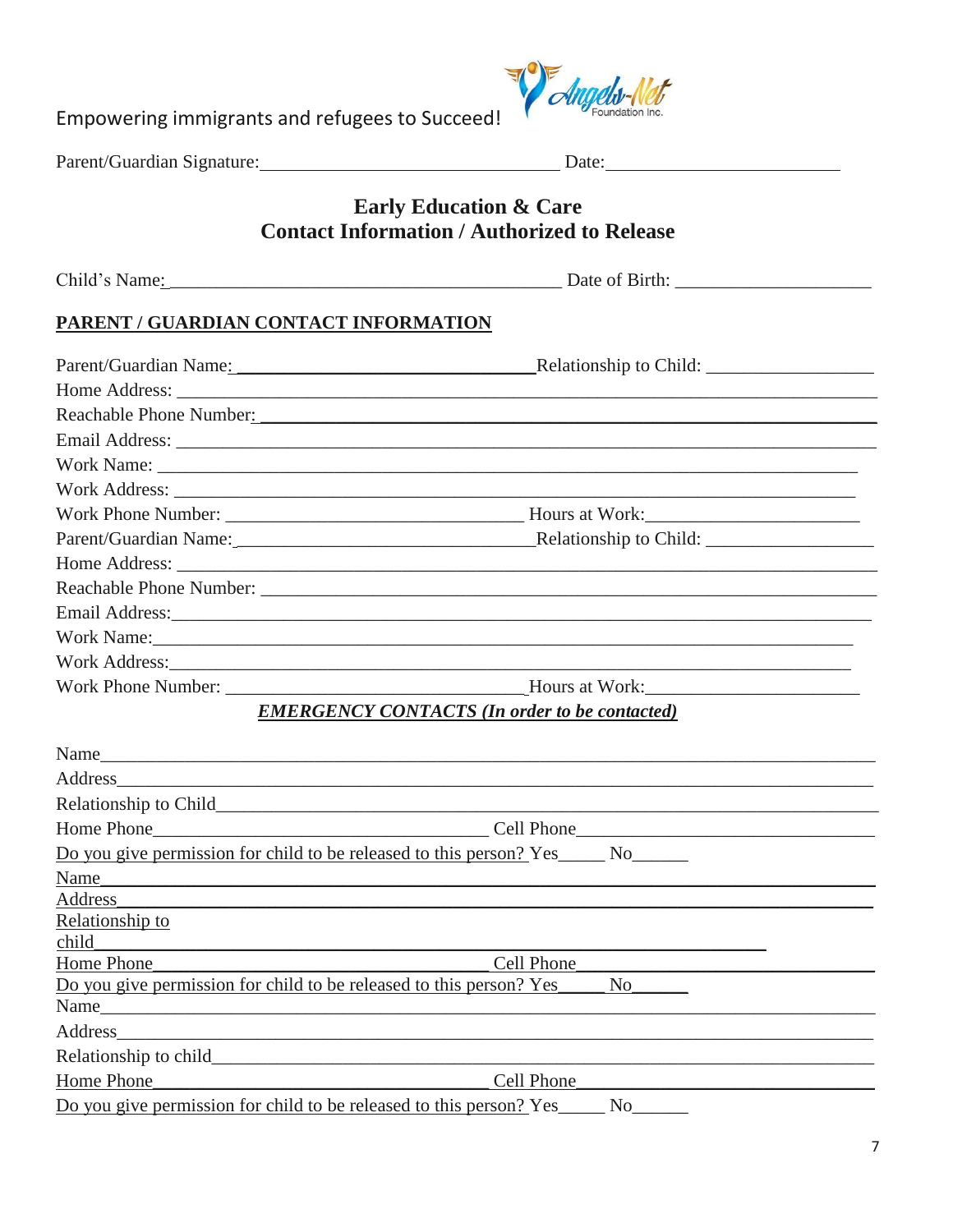Empowering immigrants and refugees to Succeed!

Parent/Guardian Signature:________________________________ Date:_________________________

## Early Education & Care
## Contact Information / Authorized to Release

Child's Name:___________________________________________ Date of Birth: _____________________

### PARENT / GUARDIAN CONTACT INFORMATION

Parent/Guardian Name:________________________________Relationship to Child: __________________

Home Address: ____________________________________________________________________________

Reachable Phone Number:____________________________________________________________________

Email Address: ____________________________________________________________________________

Work Name: _______________________________________________________________________________

Work Address: _____________________________________________________________________________

Work Phone Number: ________________________________ Hours at Work:_______________________

Parent/Guardian Name:________________________________Relationship to Child: __________________

Home Address: ____________________________________________________________________________

Reachable Phone Number: ___________________________________________________________________

Email Address:_____________________________________________________________________________

Work Name:________________________________________________________________________________

Work Address:______________________________________________________________________________

Work Phone Number: ________________________________Hours at Work:_______________________

***EMERGENCY CONTACTS (In order to be contacted)***

Name______________________________________________________________________________________

Address____________________________________________________________________________________

Relationship to Child_______________________________________________________________________

Home Phone_____________________________________ Cell Phone__________________________________

Do you give permission for child to be released to this person? Yes_____ No______

Name______________________________________________________________________________________

Address____________________________________________________________________________________

Relationship to child_______________________________________________________________________

Home Phone_____________________________________ Cell Phone__________________________________

Do you give permission for child to be released to this person? Yes_____ No______

Name______________________________________________________________________________________

Address____________________________________________________________________________________

Relationship to child_______________________________________________________________________

Home Phone_____________________________________ Cell Phone__________________________________

Do you give permission for child to be released to this person? Yes_____ No______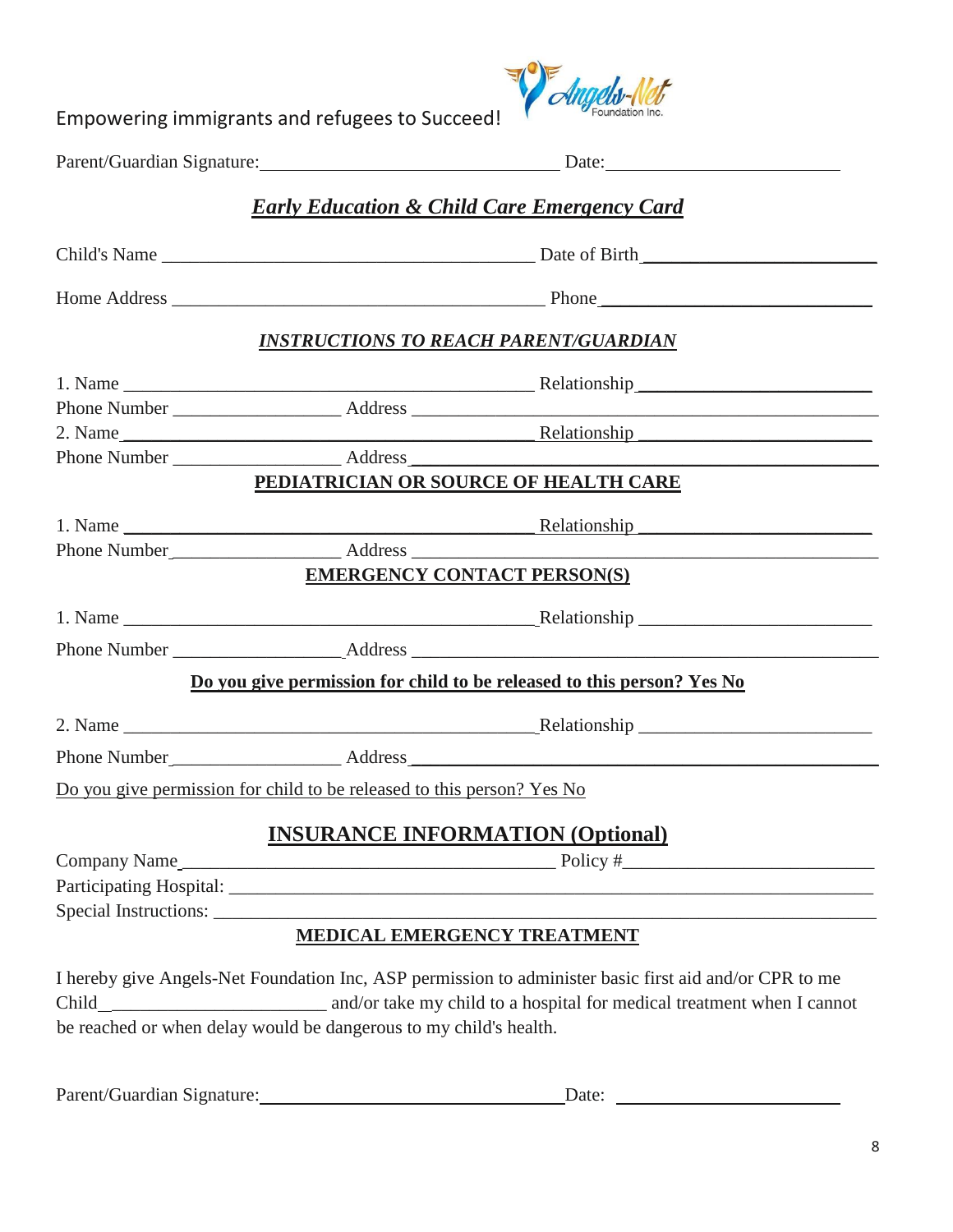Empowering immigrants and refugees to Succeed!

Parent/Guardian Signature:\_\_\_\_\_\_\_\_\_\_\_\_\_\_\_\_\_\_\_\_\_\_\_\_\_\_\_\_\_\_\_\_ Date:\_\_\_\_\_\_\_\_\_\_\_\_\_\_\_\_\_\_\_\_\_\_\_\_

## ***Early Education & Child Care Emergency Card***

Child's Name \_\_\_\_\_\_\_\_\_\_\_\_\_\_\_\_\_\_\_\_\_\_\_\_\_\_\_\_\_\_\_\_\_\_\_\_\_\_\_\_ Date of Birth\_\_\_\_\_\_\_\_\_\_\_\_\_\_\_\_\_\_\_\_\_\_\_\_\_

Home Address \_\_\_\_\_\_\_\_\_\_\_\_\_\_\_\_\_\_\_\_\_\_\_\_\_\_\_\_\_\_\_\_\_\_\_\_\_\_\_\_ Phone\_\_\_\_\_\_\_\_\_\_\_\_\_\_\_\_\_\_\_\_\_\_\_\_\_\_\_\_\_

### ***INSTRUCTIONS TO REACH PARENT/GUARDIAN***

1. Name \_\_\_\_\_\_\_\_\_\_\_\_\_\_\_\_\_\_\_\_\_\_\_\_\_\_\_\_\_\_\_\_\_\_\_\_\_\_\_\_\_\_\_\_ Relationship\_\_\_\_\_\_\_\_\_\_\_\_\_\_\_\_\_\_\_\_\_\_\_\_\_

Phone Number \_\_\_\_\_\_\_\_\_\_\_\_\_\_\_\_\_\_ Address \_\_\_\_\_\_\_\_\_\_\_\_\_\_\_\_\_\_\_\_\_\_\_\_\_\_\_\_\_\_\_\_\_\_\_\_\_\_\_\_\_\_\_\_\_\_\_\_\_

2. Name\_\_\_\_\_\_\_\_\_\_\_\_\_\_\_\_\_\_\_\_\_\_\_\_\_\_\_\_\_\_\_\_\_\_\_\_\_\_\_\_\_\_\_\_ Relationship \_\_\_\_\_\_\_\_\_\_\_\_\_\_\_\_\_\_\_\_\_\_\_\_\_

Phone Number \_\_\_\_\_\_\_\_\_\_\_\_\_\_\_\_\_\_ Address\_\_\_\_\_\_\_\_\_\_\_\_\_\_\_\_\_\_\_\_\_\_\_\_\_\_\_\_\_\_\_\_\_\_\_\_\_\_\_\_\_\_\_\_\_\_\_\_\_

### **PEDIATRICIAN OR SOURCE OF HEALTH CARE**

1. Name \_\_\_\_\_\_\_\_\_\_\_\_\_\_\_\_\_\_\_\_\_\_\_\_\_\_\_\_\_\_\_\_\_\_\_\_\_\_\_\_\_\_\_\_ Relationship \_\_\_\_\_\_\_\_\_\_\_\_\_\_\_\_\_\_\_\_\_\_\_\_\_

Phone Number\_\_\_\_\_\_\_\_\_\_\_\_\_\_\_\_\_\_ Address \_\_\_\_\_\_\_\_\_\_\_\_\_\_\_\_\_\_\_\_\_\_\_\_\_\_\_\_\_\_\_\_\_\_\_\_\_\_\_\_\_\_\_\_\_\_\_\_\_

### **EMERGENCY CONTACT PERSON(S)**

1. Name \_\_\_\_\_\_\_\_\_\_\_\_\_\_\_\_\_\_\_\_\_\_\_\_\_\_\_\_\_\_\_\_\_\_\_\_\_\_\_\_\_\_\_\_ Relationship \_\_\_\_\_\_\_\_\_\_\_\_\_\_\_\_\_\_\_\_\_\_\_\_\_

Phone Number \_\_\_\_\_\_\_\_\_\_\_\_\_\_\_\_\_\_ Address \_\_\_\_\_\_\_\_\_\_\_\_\_\_\_\_\_\_\_\_\_\_\_\_\_\_\_\_\_\_\_\_\_\_\_\_\_\_\_\_\_\_\_\_\_\_\_\_\_

**Do you give permission for child to be released to this person? Yes No**

2. Name \_\_\_\_\_\_\_\_\_\_\_\_\_\_\_\_\_\_\_\_\_\_\_\_\_\_\_\_\_\_\_\_\_\_\_\_\_\_\_\_\_\_\_\_ Relationship \_\_\_\_\_\_\_\_\_\_\_\_\_\_\_\_\_\_\_\_\_\_\_\_\_

Phone Number\_\_\_\_\_\_\_\_\_\_\_\_\_\_\_\_\_\_ Address\_\_\_\_\_\_\_\_\_\_\_\_\_\_\_\_\_\_\_\_\_\_\_\_\_\_\_\_\_\_\_\_\_\_\_\_\_\_\_\_\_\_\_\_\_\_\_\_\_

Do you give permission for child to be released to this person? Yes No

## **INSURANCE INFORMATION (Optional)**

Company Name\_\_\_\_\_\_\_\_\_\_\_\_\_\_\_\_\_\_\_\_\_\_\_\_\_\_\_\_\_\_\_\_\_\_\_\_\_\_\_\_ Policy #\_\_\_\_\_\_\_\_\_\_\_\_\_\_\_\_\_\_\_\_\_\_\_\_\_\_\_

Participating Hospital: \_\_\_\_\_\_\_\_\_\_\_\_\_\_\_\_\_\_\_\_\_\_\_\_\_\_\_\_\_\_\_\_\_\_\_\_\_\_\_\_\_\_\_\_\_\_\_\_\_\_\_\_\_\_\_\_\_\_\_\_\_\_\_\_\_\_\_\_\_\_

Special Instructions: \_\_\_\_\_\_\_\_\_\_\_\_\_\_\_\_\_\_\_\_\_\_\_\_\_\_\_\_\_\_\_\_\_\_\_\_\_\_\_\_\_\_\_\_\_\_\_\_\_\_\_\_\_\_\_\_\_\_\_\_\_\_\_\_\_\_\_\_\_\_\_\_

### **MEDICAL EMERGENCY TREATMENT**

I hereby give Angels-Net Foundation Inc, ASP permission to administer basic first aid and/or CPR to me Child\_\_\_\_\_\_\_\_\_\_\_\_\_\_\_\_\_\_\_\_\_\_\_\_ and/or take my child to a hospital for medical treatment when I cannot be reached or when delay would be dangerous to my child's health.

Parent/Guardian Signature:\_\_\_\_\_\_\_\_\_\_\_\_\_\_\_\_\_\_\_\_\_\_\_\_\_\_\_\_\_\_\_\_ Date: \_\_\_\_\_\_\_\_\_\_\_\_\_\_\_\_\_\_\_\_\_\_\_\_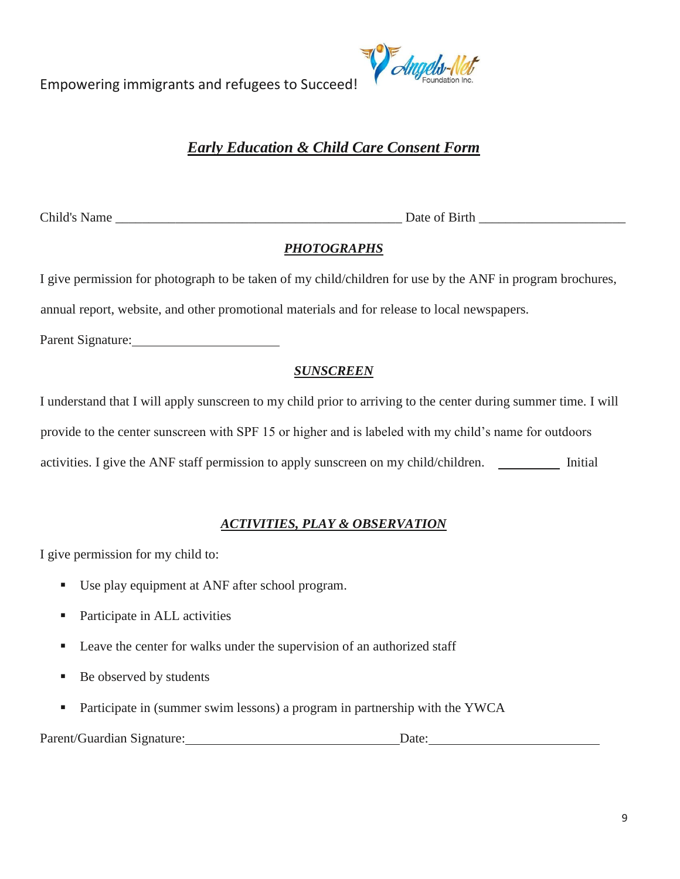Empowering immigrants and refugees to Succeed!

## *Early Education & Child Care Consent Form*

Child's Name \_\_\_\_\_\_\_\_\_\_\_\_\_\_\_\_\_\_\_\_\_\_\_\_\_\_\_\_\_\_\_\_\_\_\_\_\_\_\_\_\_\_\_\_ Date of Birth \_\_\_\_\_\_\_\_\_\_\_\_\_\_\_\_\_\_\_\_\_\_

### *PHOTOGRAPHS*

I give permission for photograph to be taken of my child/children for use by the ANF in program brochures, annual report, website, and other promotional materials and for release to local newspapers.

Parent Signature:\_\_\_\_\_\_\_\_\_\_\_\_\_\_\_\_\_\_\_\_\_\_

### *SUNSCREEN*

I understand that I will apply sunscreen to my child prior to arriving to the center during summer time. I will provide to the center sunscreen with SPF 15 or higher and is labeled with my child's name for outdoors activities. I give the ANF staff permission to apply sunscreen on my child/children. \_\_\_\_\_\_\_\_\_\_ Initial

### *ACTIVITIES, PLAY & OBSERVATION*

I give permission for my child to:

- Use play equipment at ANF after school program.
- Participate in ALL activities
- Leave the center for walks under the supervision of an authorized staff
- Be observed by students
- Participate in (summer swim lessons) a program in partnership with the YWCA

Parent/Guardian Signature:\_\_\_\_\_\_\_\_\_\_\_\_\_\_\_\_\_\_\_\_\_\_\_\_\_\_\_\_\_\_\_\_Date:\_\_\_\_\_\_\_\_\_\_\_\_\_\_\_\_\_\_\_\_\_\_\_\_\_\_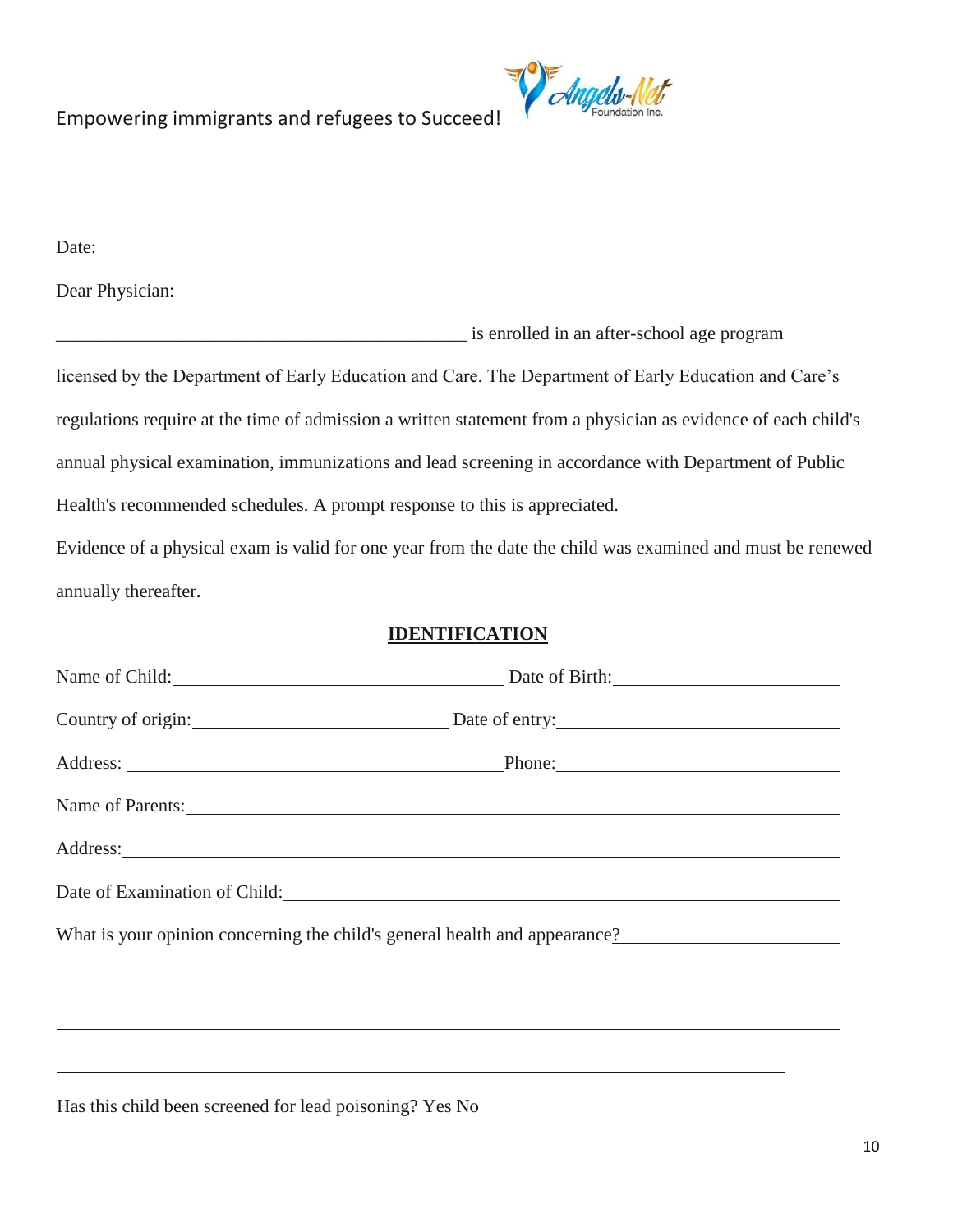Empowering immigrants and refugees to Succeed!

Date:

Dear Physician:

_____________________________________________ is enrolled in an after-school age program licensed by the Department of Early Education and Care. The Department of Early Education and Care's regulations require at the time of admission a written statement from a physician as evidence of each child's annual physical examination, immunizations and lead screening in accordance with Department of Public Health's recommended schedules. A prompt response to this is appreciated.

Evidence of a physical exam is valid for one year from the date the child was examined and must be renewed annually thereafter.

## IDENTIFICATION

Name of Child:_______________________________ Date of Birth:_______________________

Country of origin:___________________________ Date of entry:_______________________

Address: ___________________________________ Phone:_____________________________

Name of Parents:____________________________________________________________

Address:___________________________________________________________________

Date of Examination of Child:__________________________________________________

What is your opinion concerning the child's general health and appearance?____________________

______________________________________________________________________________

______________________________________________________________________________

______________________________________________________________________________

Has this child been screened for lead poisoning? Yes No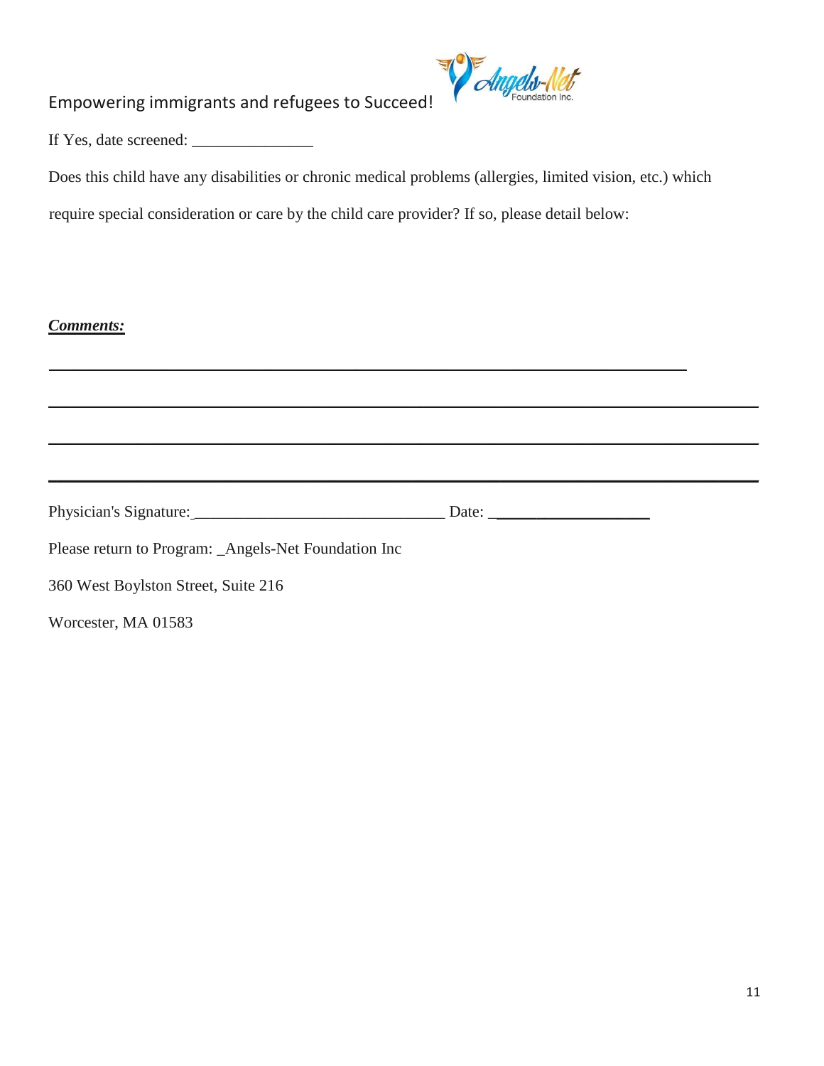Empowering immigrants and refugees to Succeed!

If Yes, date screened: _______________

Does this child have any disabilities or chronic medical problems (allergies, limited vision, etc.) which require special consideration or care by the child care provider? If so, please detail below:

***Comments:***

________________________________________________________________________________

________________________________________________________________________________

________________________________________________________________________________

________________________________________________________________________________

Physician's Signature:________________________________ Date: ____________________

Please return to Program: _Angels-Net Foundation Inc

360 West Boylston Street, Suite 216

Worcester, MA 01583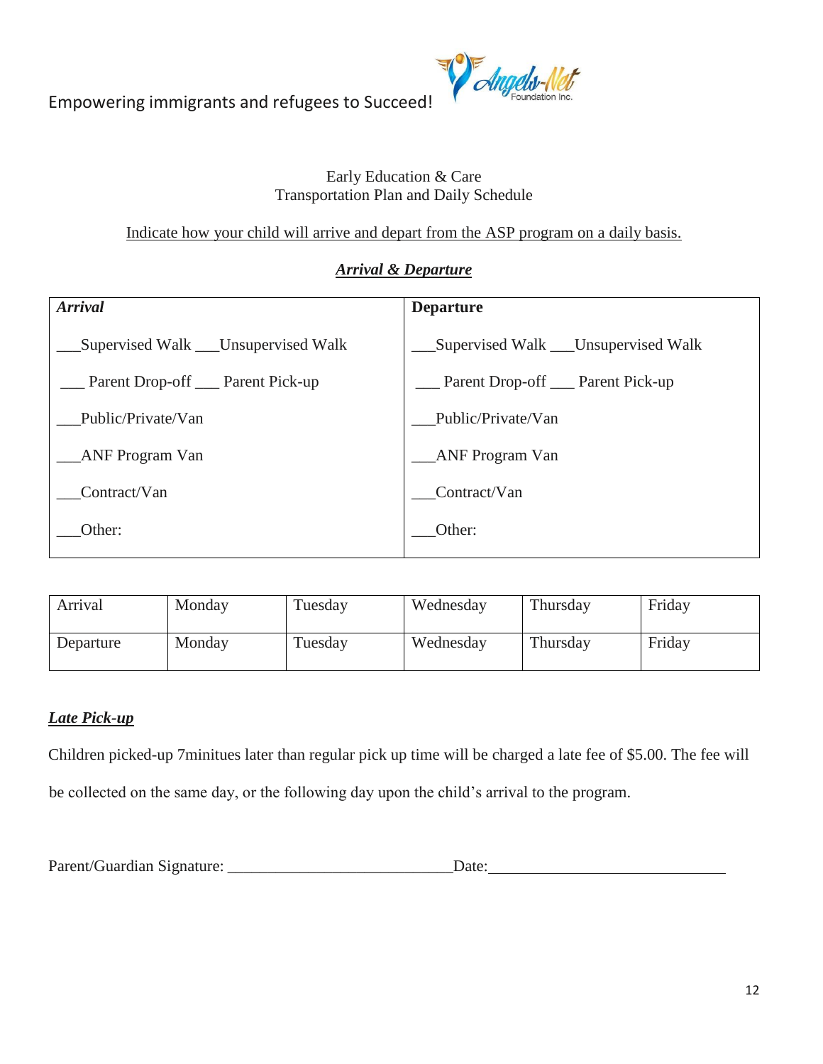Empowering immigrants and refugees to Succeed!

Early Education & Care
Transportation Plan and Daily Schedule

Indicate how your child will arrive and depart from the ASP program on a daily basis.

***Arrival & Departure***

| ***Arrival*** | **Departure** |
| --- | --- |
| ___Supervised Walk ___Unsupervised Walk | ___Supervised Walk ___Unsupervised Walk |
| ___ Parent Drop-off ___ Parent Pick-up | ___ Parent Drop-off ___ Parent Pick-up |
| ___Public/Private/Van | ___Public/Private/Van |
| ___ANF Program Van | ___ANF Program Van |
| ___Contract/Van | ___Contract/Van |
| ___Other: | ___Other: |

| Arrival | Monday | Tuesday | Wednesday | Thursday | Friday |
| --- | --- | --- | --- | --- | --- |
| Departure | Monday | Tuesday | Wednesday | Thursday | Friday |

***Late Pick-up***

Children picked-up 7minitues later than regular pick up time will be charged a late fee of $5.00. The fee will be collected on the same day, or the following day upon the child's arrival to the program.

Parent/Guardian Signature: ___________________________Date:_____________________________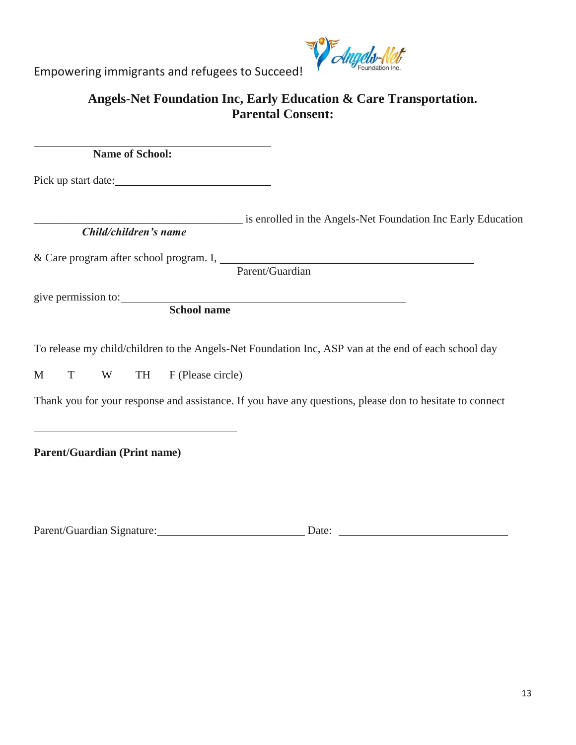Empowering immigrants and refugees to Succeed!

**Angels-Net Foundation Inc, Early Education & Care Transportation.**
**Parental Consent:**

______________________________________
**Name of School:**

Pick up start date:______________________________

______________________________________ is enrolled in the Angels-Net Foundation Inc Early Education
***Child/children's name***

& Care program after school program. I, ______________________________________________________
Parent/Guardian

give permission to:______________________________________________________________
**School name**

To release my child/children to the Angels-Net Foundation Inc, ASP van at the end of each school day

M T W TH F (Please circle)

Thank you for your response and assistance. If you have any questions, please don to hesitate to connect

______________________________________

**Parent/Guardian (Print name)**

Parent/Guardian Signature:______________________________ Date: ______________________________